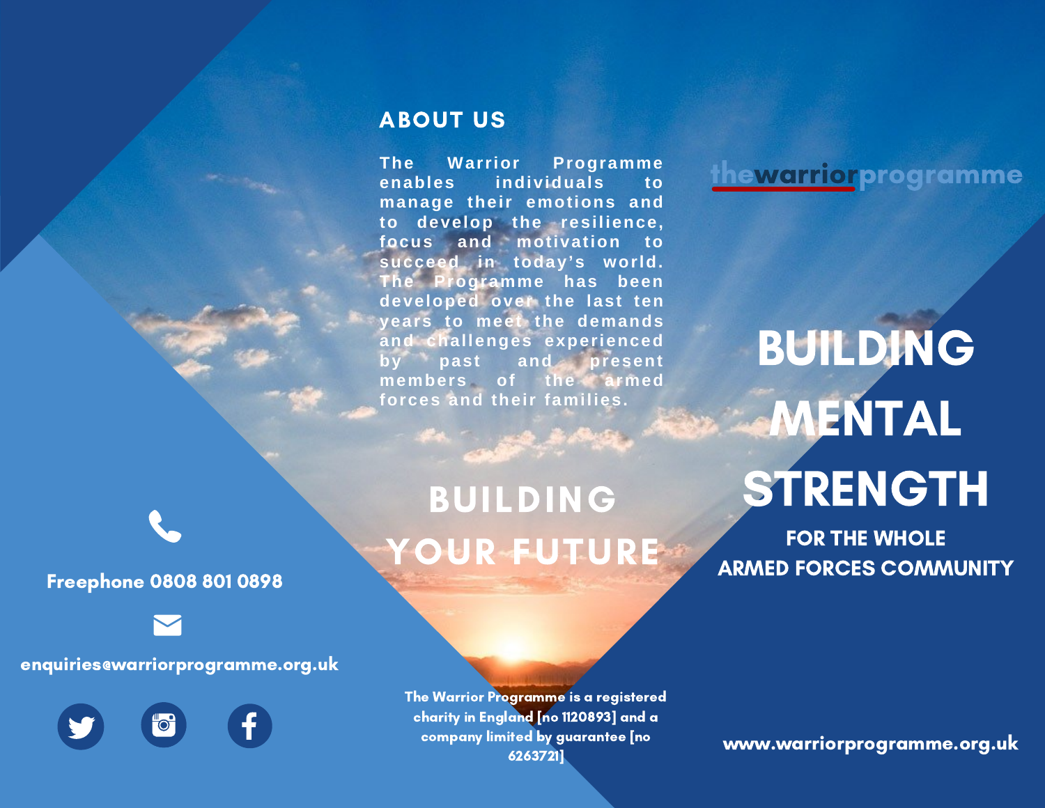## ABOUT US

The Warrior Programme enables individuals to manage their emotions and to develop the resilience, focus and motivation to succeed in today's world. The Programme has been developed over the last ten years to meet the demands and challenges experienced by past and present members of the armed forces and their families.

## BUILDING YOUR FUTURE

The Warrior Programme is a registered charity in England [no 1120893] and a company limited by guarantee [no 6263721]

Freephone 0808 801 0898

enquiries@warriorprogramme.org.uk

thewarriorprogramme

# BUILDING MENTAL STRENGTH

### FOR THE WHOLE ARMED FORCES COMMUNITY

www.warriorprogramme.org.uk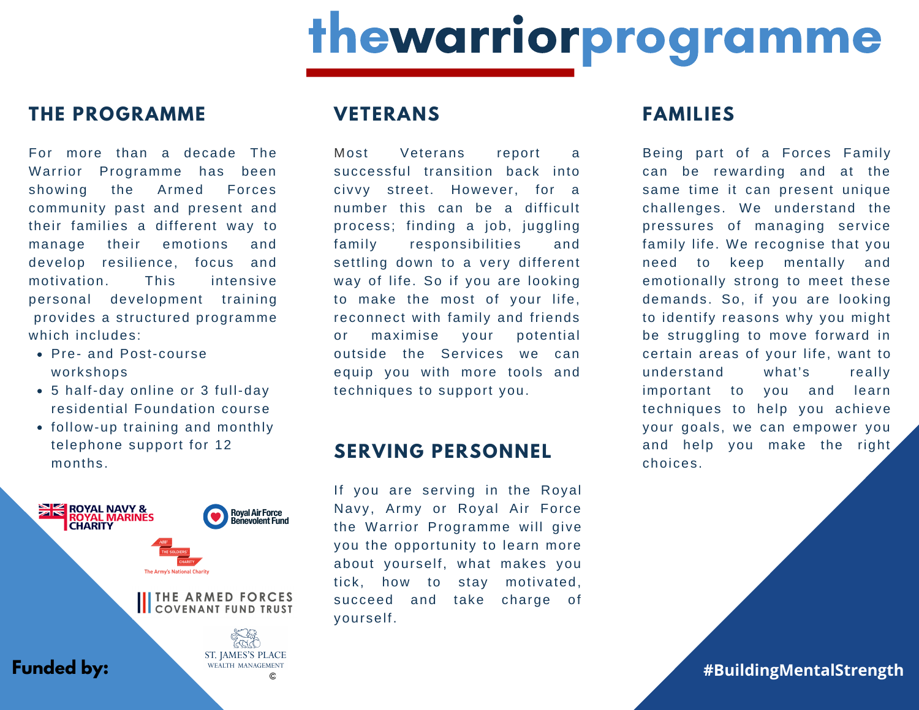# thewarriorprogramme

## THE PROGRAMME

For more than a decade The Warrior Programme has been showing the Armed Forces community past and present and their families a different way to manage their emotions and develop resilience, focus and motivation. This intensive personal development training provides a structured programme which includes:

- Pre- and Post-course workshops
- 5 half-day online or 3 full-day residential Foundation course
- follow-up training and monthly telephone support for 12 months.

Funded by:

ROYAL NAVY & ROYAL MARINES CHARITY

Royal Air Force Benevolent Fund

ABF THE SOLDIERS' CHARITY
The Army's National Charity

THE ARMED FORCES COVENANT FUND TRUST

ST. JAMES'S PLACE WEALTH MANAGEMENT

©

## VETERANS

Most Veterans report a successful transition back into civvy street. However, for a number this can be a difficult process; finding a job, juggling family responsibilities and settling down to a very different way of life. So if you are looking to make the most of your life, reconnect with family and friends or maximise your potential outside the Services we can equip you with more tools and techniques to support you.

## SERVING PERSONNEL

If you are serving in the Royal Navy, Army or Royal Air Force the Warrior Programme will give you the opportunity to learn more about yourself, what makes you tick, how to stay motivated, succeed and take charge of yourself.

## FAMILIES

Being part of a Forces Family can be rewarding and at the same time it can present unique challenges. We understand the pressures of managing service family life. We recognise that you need to keep mentally and emotionally strong to meet these demands. So, if you are looking to identify reasons why you might be struggling to move forward in certain areas of your life, want to understand what's really important to you and learn techniques to help you achieve your goals, we can empower you and help you make the right choices.

#BuildingMentalStrength